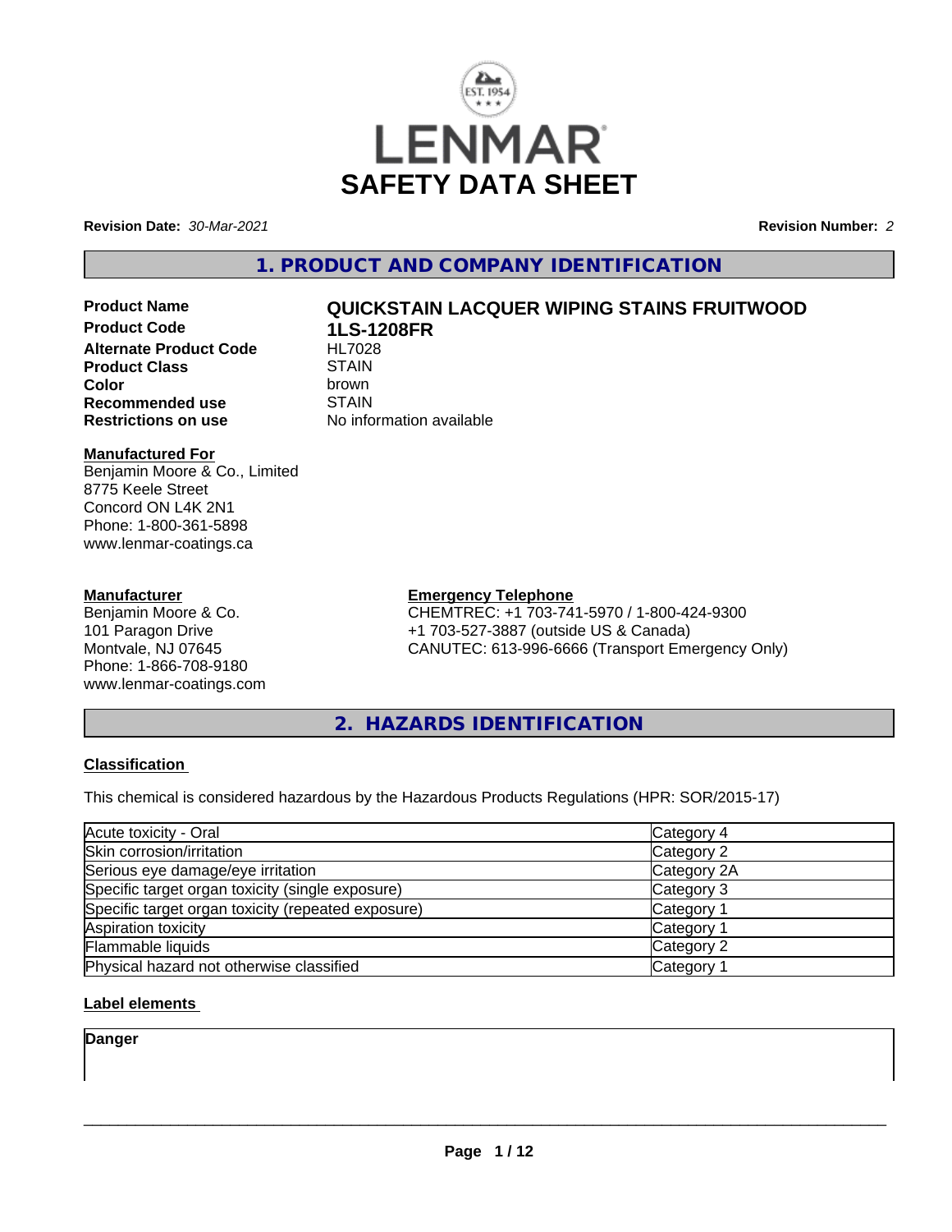LENMAR

# SAFETY DATA SHEET

**Revision Date:** *30-Mar-2021* **Revision Number:** *2*

## 1. PRODUCT AND COMPANY IDENTIFICATION

| | |
|---|---|
| **Product Name** | **QUICKSTAIN LACQUER WIPING STAINS FRUITWOOD** |
| **Product Code** | **1LS-1208FR** |
| **Alternate Product Code** | HL7028 |
| **Product Class** | STAIN |
| **Color** | brown |
| **Recommended use** | STAIN |
| **Restrictions on use** | No information available |

**Manufactured For**
Benjamin Moore & Co., Limited
8775 Keele Street
Concord ON L4K 2N1
Phone: 1-800-361-5898
www.lenmar-coatings.ca

**Manufacturer**
Benjamin Moore & Co.
101 Paragon Drive
Montvale, NJ 07645
Phone: 1-866-708-9180
www.lenmar-coatings.com

**Emergency Telephone**
CHEMTREC: +1 703-741-5970 / 1-800-424-9300
+1 703-527-3887 (outside US & Canada)
CANUTEC: 613-996-6666 (Transport Emergency Only)

## 2. HAZARDS IDENTIFICATION

**Classification**

This chemical is considered hazardous by the Hazardous Products Regulations (HPR: SOR/2015-17)

| | |
|---|---|
| Acute toxicity - Oral | Category 4 |
| Skin corrosion/irritation | Category 2 |
| Serious eye damage/eye irritation | Category 2A |
| Specific target organ toxicity (single exposure) | Category 3 |
| Specific target organ toxicity (repeated exposure) | Category 1 |
| Aspiration toxicity | Category 1 |
| Flammable liquids | Category 2 |
| Physical hazard not otherwise classified | Category 1 |

**Label elements**

**Danger**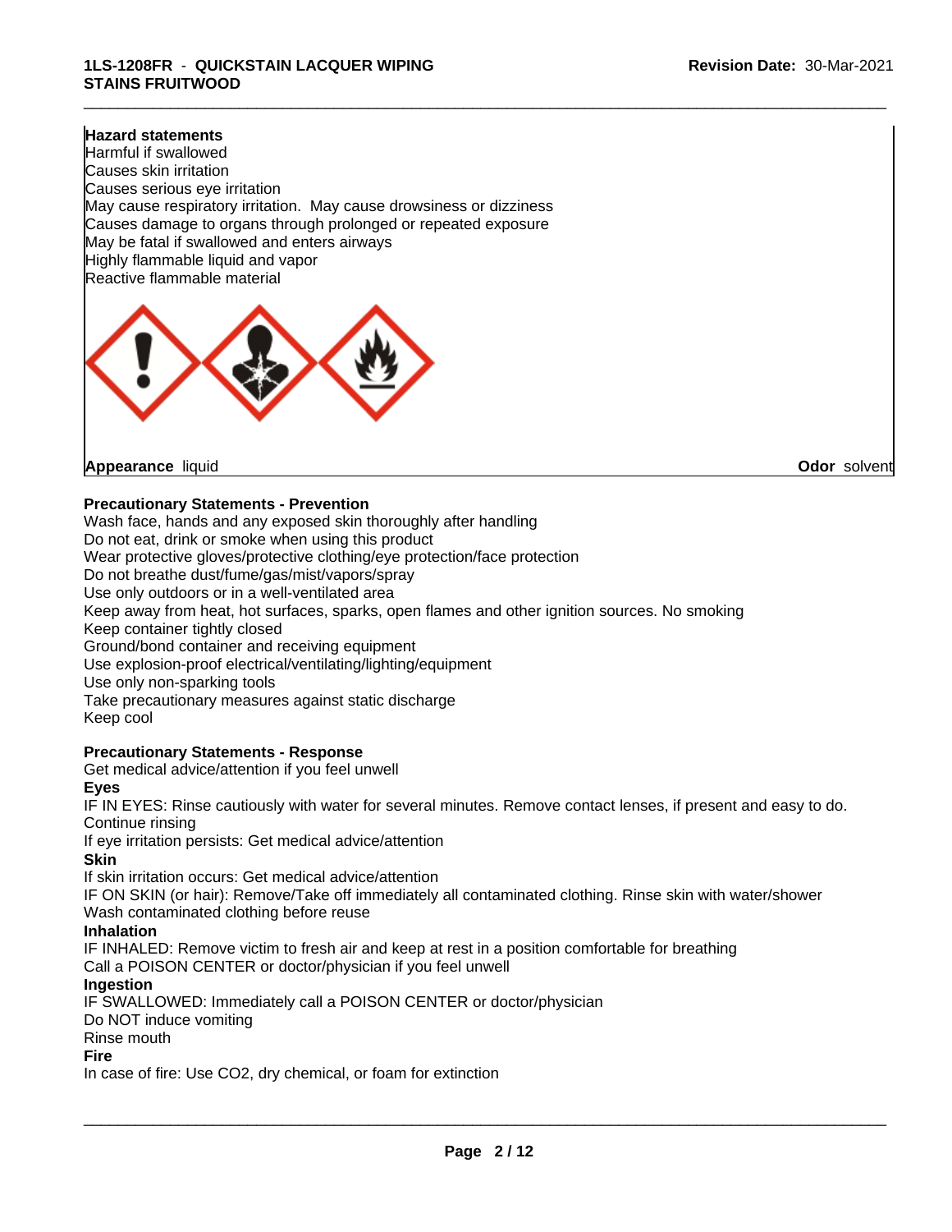**Hazard statements**
Harmful if swallowed
Causes skin irritation
Causes serious eye irritation
May cause respiratory irritation. May cause drowsiness or dizziness
Causes damage to organs through prolonged or repeated exposure
May be fatal if swallowed and enters airways
Highly flammable liquid and vapor
Reactive flammable material

**Appearance** liquid **Odor** solvent

**Precautionary Statements - Prevention**
Wash face, hands and any exposed skin thoroughly after handling
Do not eat, drink or smoke when using this product
Wear protective gloves/protective clothing/eye protection/face protection
Do not breathe dust/fume/gas/mist/vapors/spray
Use only outdoors or in a well-ventilated area
Keep away from heat, hot surfaces, sparks, open flames and other ignition sources. No smoking
Keep container tightly closed
Ground/bond container and receiving equipment
Use explosion-proof electrical/ventilating/lighting/equipment
Use only non-sparking tools
Take precautionary measures against static discharge
Keep cool

**Precautionary Statements - Response**
Get medical advice/attention if you feel unwell

**Eyes**
IF IN EYES: Rinse cautiously with water for several minutes. Remove contact lenses, if present and easy to do. Continue rinsing
If eye irritation persists: Get medical advice/attention

**Skin**
If skin irritation occurs: Get medical advice/attention
IF ON SKIN (or hair): Remove/Take off immediately all contaminated clothing. Rinse skin with water/shower
Wash contaminated clothing before reuse

**Inhalation**
IF INHALED: Remove victim to fresh air and keep at rest in a position comfortable for breathing
Call a POISON CENTER or doctor/physician if you feel unwell

**Ingestion**
IF SWALLOWED: Immediately call a POISON CENTER or doctor/physician
Do NOT induce vomiting
Rinse mouth

**Fire**
In case of fire: Use $CO_2$, dry chemical, or foam for extinction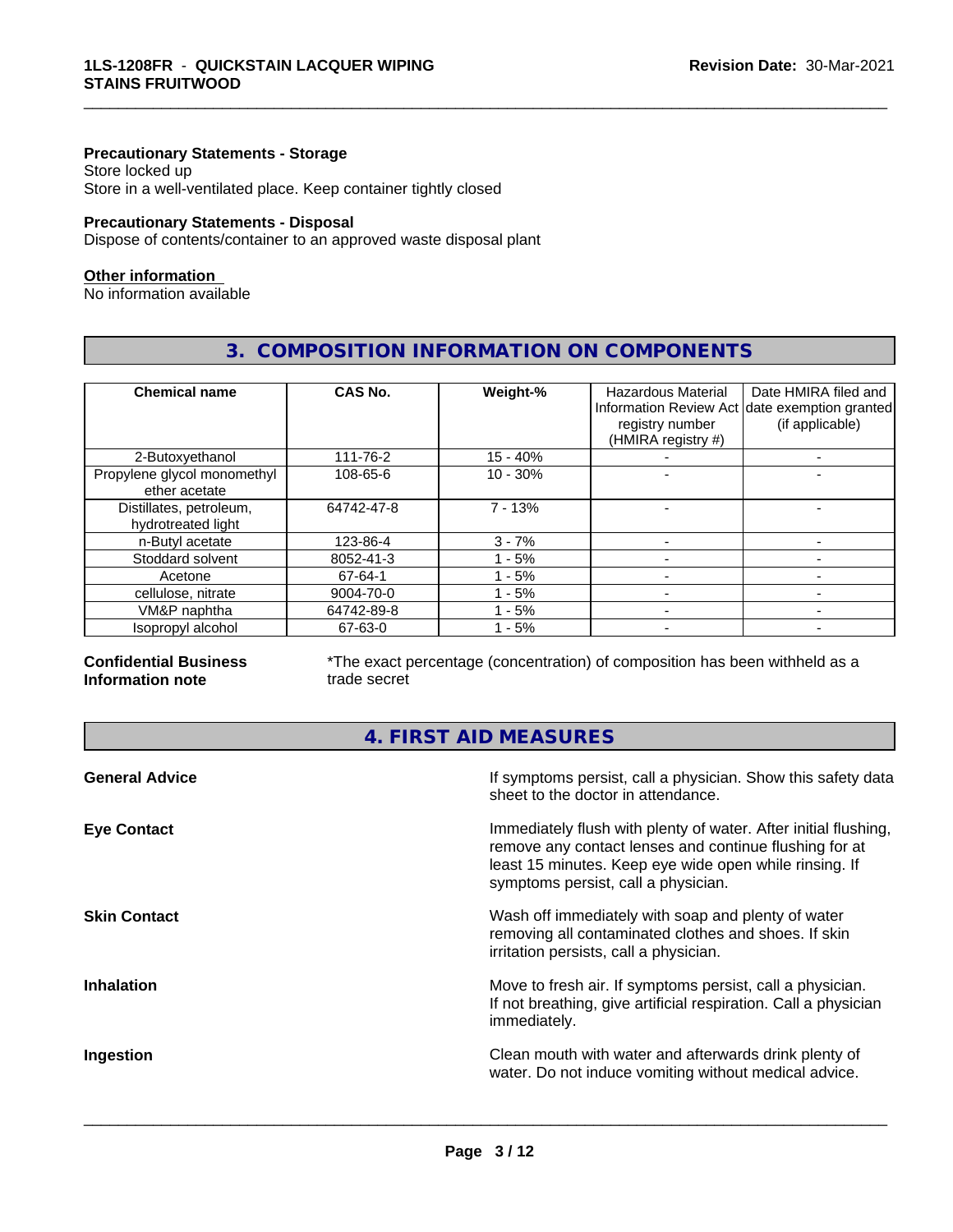**Precautionary Statements - Storage**
Store locked up
Store in a well-ventilated place. Keep container tightly closed

**Precautionary Statements - Disposal**
Dispose of contents/container to an approved waste disposal plant

**Other information**
No information available

## 3. COMPOSITION INFORMATION ON COMPONENTS

| Chemical name | CAS No. | Weight-% | Hazardous Material Information Review Act registry number (HMIRA registry #) | Date HMIRA filed and date exemption granted (if applicable) |
|---|---|---|---|---|
| 2-Butoxyethanol | 111-76-2 | 15 - 40% | - | - |
| Propylene glycol monomethyl ether acetate | 108-65-6 | 10 - 30% | - | - |
| Distillates, petroleum, hydrotreated light | 64742-47-8 | 7 - 13% | - | - |
| n-Butyl acetate | 123-86-4 | 3 - 7% | - | - |
| Stoddard solvent | 8052-41-3 | 1 - 5% | - | - |
| Acetone | 67-64-1 | 1 - 5% | - | - |
| cellulose, nitrate | 9004-70-0 | 1 - 5% | - | - |
| VM&P naphtha | 64742-89-8 | 1 - 5% | - | - |
| Isopropyl alcohol | 67-63-0 | 1 - 5% | - | - |

**Confidential Business Information note**
*The exact percentage (concentration) of composition has been withheld as a trade secret

## 4. FIRST AID MEASURES

**General Advice**
If symptoms persist, call a physician. Show this safety data sheet to the doctor in attendance.

**Eye Contact**
Immediately flush with plenty of water. After initial flushing, remove any contact lenses and continue flushing for at least 15 minutes. Keep eye wide open while rinsing. If symptoms persist, call a physician.

**Skin Contact**
Wash off immediately with soap and plenty of water removing all contaminated clothes and shoes. If skin irritation persists, call a physician.

**Inhalation**
Move to fresh air. If symptoms persist, call a physician. If not breathing, give artificial respiration. Call a physician immediately.

**Ingestion**
Clean mouth with water and afterwards drink plenty of water. Do not induce vomiting without medical advice.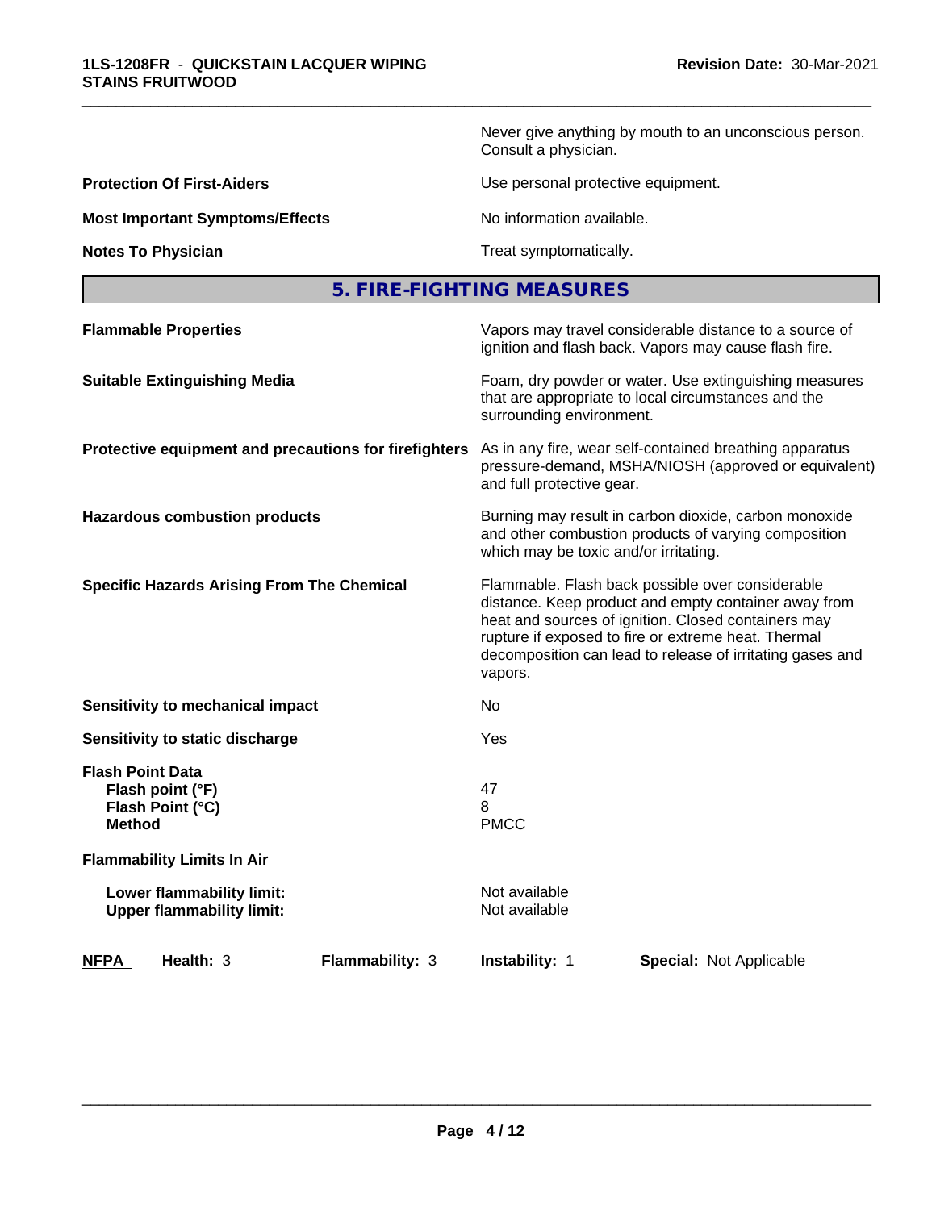Never give anything by mouth to an unconscious person. Consult a physician.

**Protection Of First-Aiders** Use personal protective equipment.

**Most Important Symptoms/Effects** No information available.

**Notes To Physician** Treat symptomatically.

## 5. FIRE-FIGHTING MEASURES

**Flammable Properties** Vapors may travel considerable distance to a source of ignition and flash back. Vapors may cause flash fire.

**Suitable Extinguishing Media** Foam, dry powder or water. Use extinguishing measures that are appropriate to local circumstances and the surrounding environment.

**Protective equipment and precautions for firefighters** As in any fire, wear self-contained breathing apparatus pressure-demand, MSHA/NIOSH (approved or equivalent) and full protective gear.

**Hazardous combustion products** Burning may result in carbon dioxide, carbon monoxide and other combustion products of varying composition which may be toxic and/or irritating.

**Specific Hazards Arising From The Chemical** Flammable. Flash back possible over considerable distance. Keep product and empty container away from heat and sources of ignition. Closed containers may rupture if exposed to fire or extreme heat. Thermal decomposition can lead to release of irritating gases and vapors.

**Sensitivity to mechanical impact** No

**Sensitivity to static discharge** Yes

**Flash Point Data**

**Flash point (°F)** 47

**Flash Point (°C)** 8

**Method** PMCC

**Flammability Limits In Air**

**Lower flammability limit:** Not available

**Upper flammability limit:** Not available

| NFPA | Health: 3 | Flammability: 3 | Instability: 1 | Special: Not Applicable |
|---|---|---|---|---|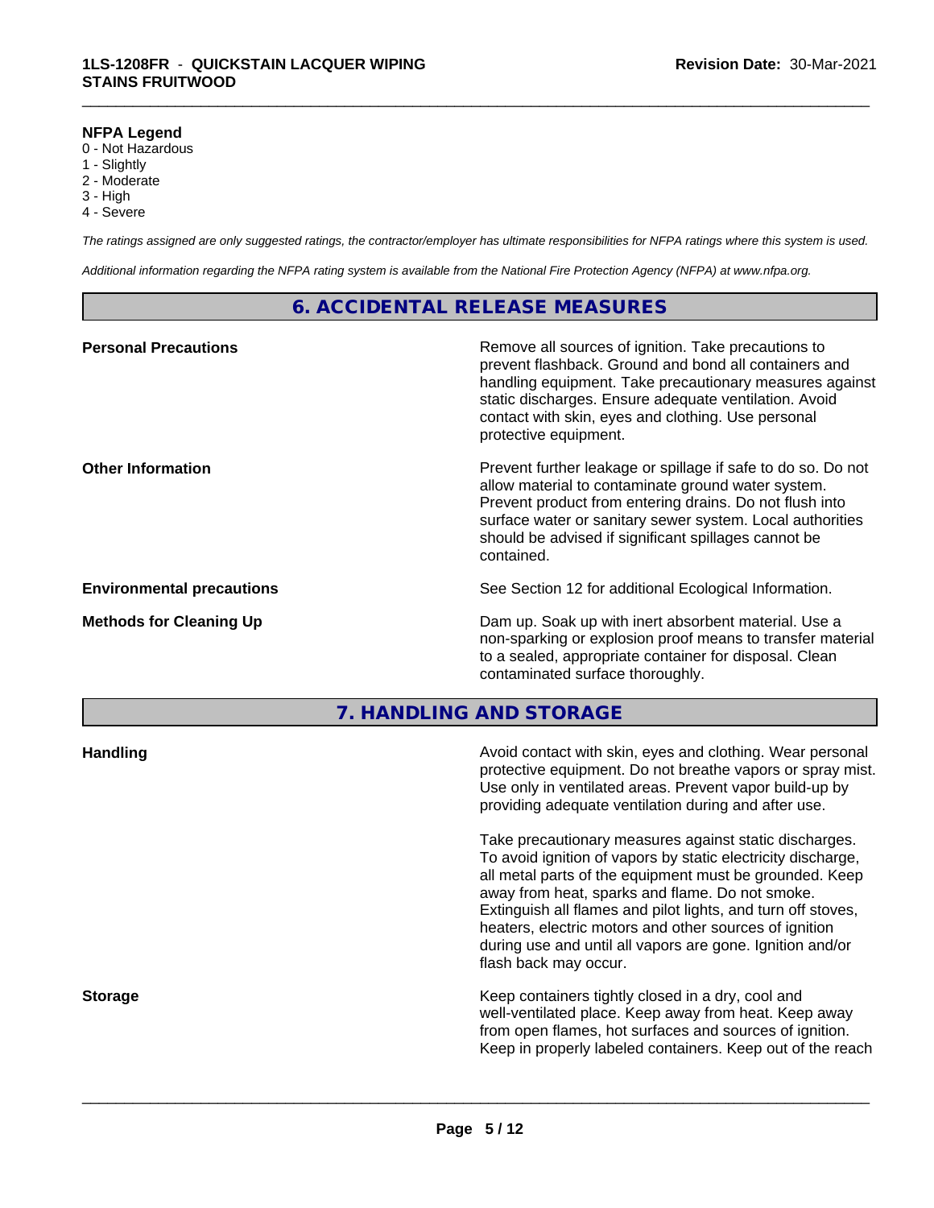**NFPA Legend**

0 - Not Hazardous
1 - Slightly
2 - Moderate
3 - High
4 - Severe

*The ratings assigned are only suggested ratings, the contractor/employer has ultimate responsibilities for NFPA ratings where this system is used.*

*Additional information regarding the NFPA rating system is available from the National Fire Protection Agency (NFPA) at www.nfpa.org.*

## 6. ACCIDENTAL RELEASE MEASURES

| | |
|---|---|
| **Personal Precautions** | Remove all sources of ignition. Take precautions to prevent flashback. Ground and bond all containers and handling equipment. Take precautionary measures against static discharges. Ensure adequate ventilation. Avoid contact with skin, eyes and clothing. Use personal protective equipment. |
| **Other Information** | Prevent further leakage or spillage if safe to do so. Do not allow material to contaminate ground water system. Prevent product from entering drains. Do not flush into surface water or sanitary sewer system. Local authorities should be advised if significant spillages cannot be contained. |
| **Environmental precautions** | See Section 12 for additional Ecological Information. |
| **Methods for Cleaning Up** | Dam up. Soak up with inert absorbent material. Use a non-sparking or explosion proof means to transfer material to a sealed, appropriate container for disposal. Clean contaminated surface thoroughly. |

## 7. HANDLING AND STORAGE

| | |
|---|---|
| **Handling** | Avoid contact with skin, eyes and clothing. Wear personal protective equipment. Do not breathe vapors or spray mist. Use only in ventilated areas. Prevent vapor build-up by providing adequate ventilation during and after use.<br><br>Take precautionary measures against static discharges. To avoid ignition of vapors by static electricity discharge, all metal parts of the equipment must be grounded. Keep away from heat, sparks and flame. Do not smoke. Extinguish all flames and pilot lights, and turn off stoves, heaters, electric motors and other sources of ignition during use and until all vapors are gone. Ignition and/or flash back may occur. |
| **Storage** | Keep containers tightly closed in a dry, cool and well-ventilated place. Keep away from heat. Keep away from open flames, hot surfaces and sources of ignition. Keep in properly labeled containers. Keep out of the reach |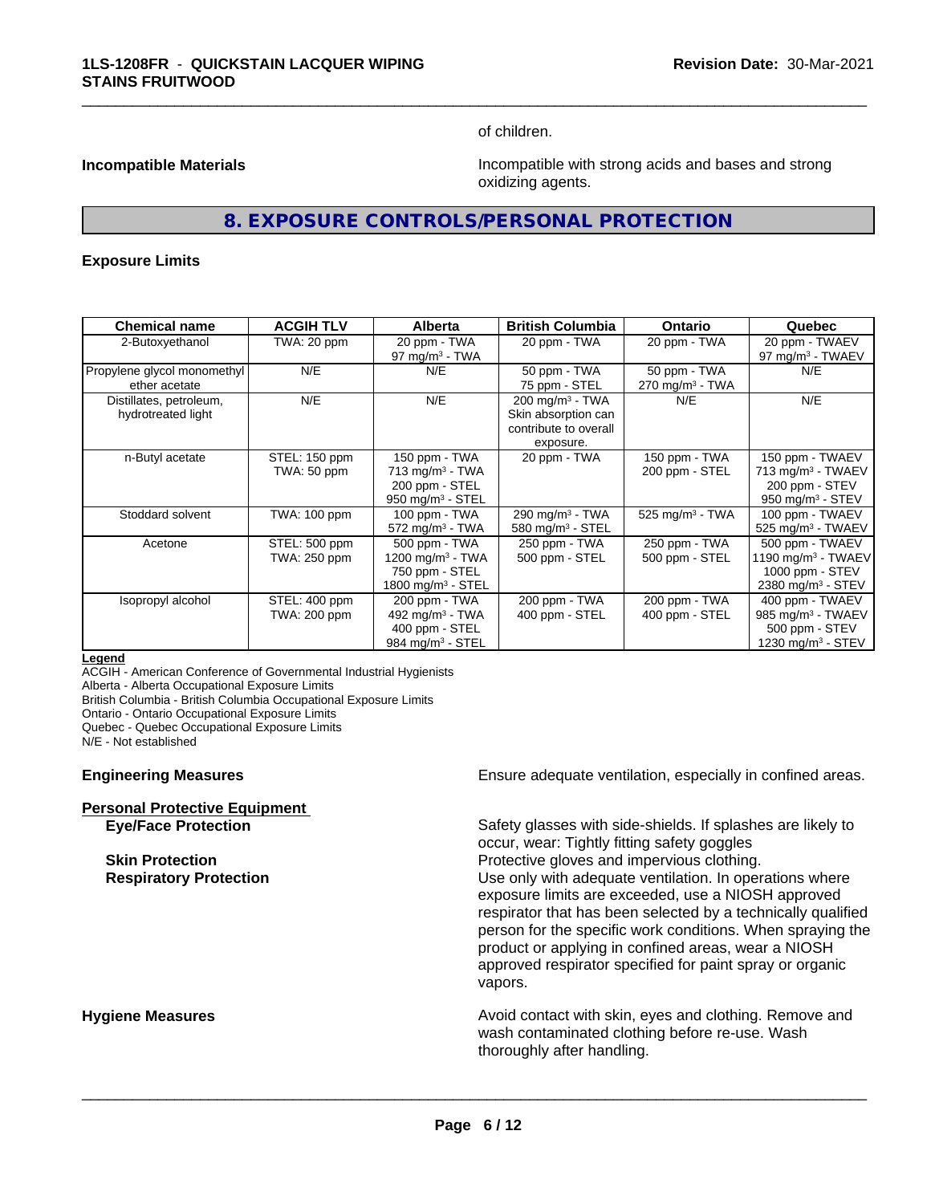of children.

**Incompatible Materials** Incompatible with strong acids and bases and strong oxidizing agents.

## 8. EXPOSURE CONTROLS/PERSONAL PROTECTION

### Exposure Limits

| Chemical name | ACGIH TLV | Alberta | British Columbia | Ontario | Quebec |
|---|---|---|---|---|---|
| 2-Butoxyethanol | TWA: 20 ppm | 20 ppm - TWA<br>97 mg/m³ - TWA | 20 ppm - TWA | 20 ppm - TWA | 20 ppm - TWAEV<br>97 mg/m³ - TWAEV |
| Propylene glycol monomethyl ether acetate | N/E | N/E | 50 ppm - TWA<br>75 ppm - STEL | 50 ppm - TWA<br>270 mg/m³ - TWA | N/E |
| Distillates, petroleum, hydrotreated light | N/E | N/E | 200 mg/m³ - TWA<br>Skin absorption can contribute to overall exposure. | N/E | N/E |
| n-Butyl acetate | STEL: 150 ppm<br>TWA: 50 ppm | 150 ppm - TWA<br>713 mg/m³ - TWA<br>200 ppm - STEL<br>950 mg/m³ - STEL | 20 ppm - TWA | 150 ppm - TWA<br>200 ppm - STEL | 150 ppm - TWAEV<br>713 mg/m³ - TWAEV<br>200 ppm - STEV<br>950 mg/m³ - STEV |
| Stoddard solvent | TWA: 100 ppm | 100 ppm - TWA<br>572 mg/m³ - TWA | 290 mg/m³ - TWA<br>580 mg/m³ - STEL | 525 mg/m³ - TWA | 100 ppm - TWAEV<br>525 mg/m³ - TWAEV |
| Acetone | STEL: 500 ppm<br>TWA: 250 ppm | 500 ppm - TWA<br>1200 mg/m³ - TWA<br>750 ppm - STEL<br>1800 mg/m³ - STEL | 250 ppm - TWA<br>500 ppm - STEL | 250 ppm - TWA<br>500 ppm - STEL | 500 ppm - TWAEV<br>1190 mg/m³ - TWAEV<br>1000 ppm - STEV<br>2380 mg/m³ - STEV |
| Isopropyl alcohol | STEL: 400 ppm<br>TWA: 200 ppm | 200 ppm - TWA<br>492 mg/m³ - TWA<br>400 ppm - STEL<br>984 mg/m³ - STEL | 200 ppm - TWA<br>400 ppm - STEL | 200 ppm - TWA<br>400 ppm - STEL | 400 ppm - TWAEV<br>985 mg/m³ - TWAEV<br>500 ppm - STEV<br>1230 mg/m³ - STEV |

**Legend**

ACGIH - American Conference of Governmental Industrial Hygienists
Alberta - Alberta Occupational Exposure Limits
British Columbia - British Columbia Occupational Exposure Limits
Ontario - Ontario Occupational Exposure Limits
Quebec - Quebec Occupational Exposure Limits
N/E - Not established

**Engineering Measures** Ensure adequate ventilation, especially in confined areas.

**Personal Protective Equipment**

**Eye/Face Protection** Safety glasses with side-shields. If splashes are likely to occur, wear: Tightly fitting safety goggles

**Skin Protection** Protective gloves and impervious clothing.

**Respiratory Protection** Use only with adequate ventilation. In operations where exposure limits are exceeded, use a NIOSH approved respirator that has been selected by a technically qualified person for the specific work conditions. When spraying the product or applying in confined areas, wear a NIOSH approved respirator specified for paint spray or organic vapors.

**Hygiene Measures** Avoid contact with skin, eyes and clothing. Remove and wash contaminated clothing before re-use. Wash thoroughly after handling.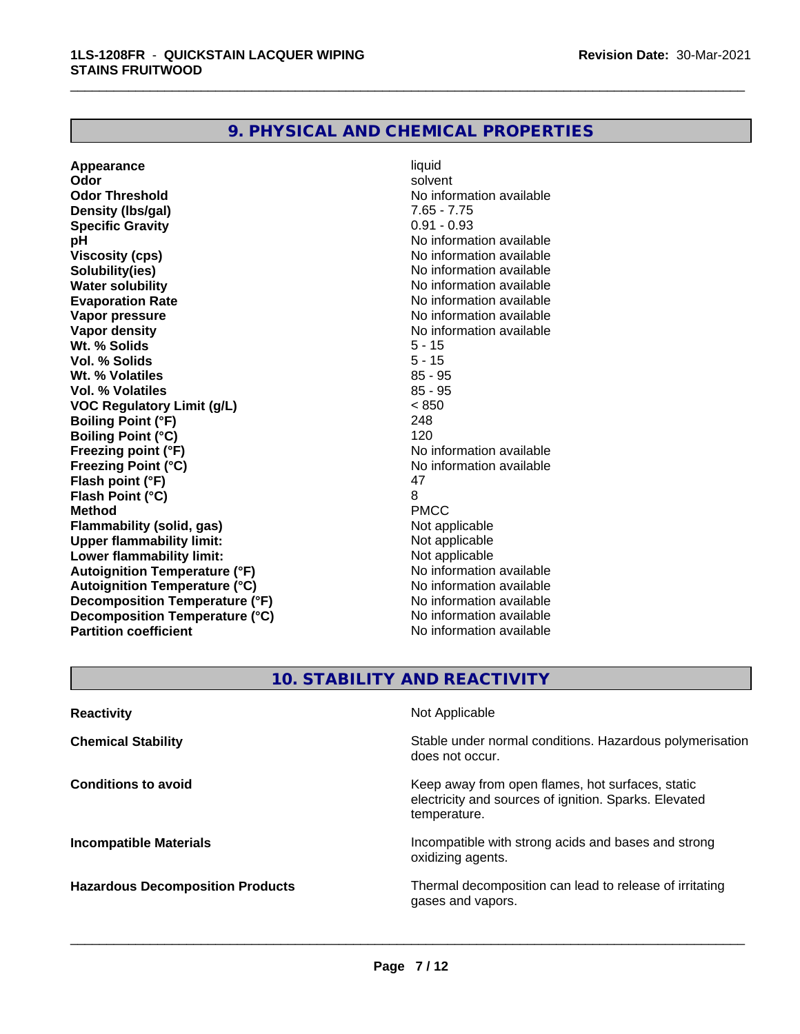## 9. PHYSICAL AND CHEMICAL PROPERTIES

| | |
|---|---|
| **Appearance** | liquid |
| **Odor** | solvent |
| **Odor Threshold** | No information available |
| **Density (lbs/gal)** | 7.65 - 7.75 |
| **Specific Gravity** | 0.91 - 0.93 |
| **pH** | No information available |
| **Viscosity (cps)** | No information available |
| **Solubility(ies)** | No information available |
| **Water solubility** | No information available |
| **Evaporation Rate** | No information available |
| **Vapor pressure** | No information available |
| **Vapor density** | No information available |
| **Wt. % Solids** | 5 - 15 |
| **Vol. % Solids** | 5 - 15 |
| **Wt. % Volatiles** | 85 - 95 |
| **Vol. % Volatiles** | 85 - 95 |
| **VOC Regulatory Limit (g/L)** | < 850 |
| **Boiling Point (°F)** | 248 |
| **Boiling Point (°C)** | 120 |
| **Freezing point (°F)** | No information available |
| **Freezing Point (°C)** | No information available |
| **Flash point (°F)** | 47 |
| **Flash Point (°C)** | 8 |
| **Method** | PMCC |
| **Flammability (solid, gas)** | Not applicable |
| **Upper flammability limit:** | Not applicable |
| **Lower flammability limit:** | Not applicable |
| **Autoignition Temperature (°F)** | No information available |
| **Autoignition Temperature (°C)** | No information available |
| **Decomposition Temperature (°F)** | No information available |
| **Decomposition Temperature (°C)** | No information available |
| **Partition coefficient** | No information available |

## 10. STABILITY AND REACTIVITY

| | |
|---|---|
| **Reactivity** | Not Applicable |
| **Chemical Stability** | Stable under normal conditions. Hazardous polymerisation does not occur. |
| **Conditions to avoid** | Keep away from open flames, hot surfaces, static electricity and sources of ignition. Sparks. Elevated temperature. |
| **Incompatible Materials** | Incompatible with strong acids and bases and strong oxidizing agents. |
| **Hazardous Decomposition Products** | Thermal decomposition can lead to release of irritating gases and vapors. |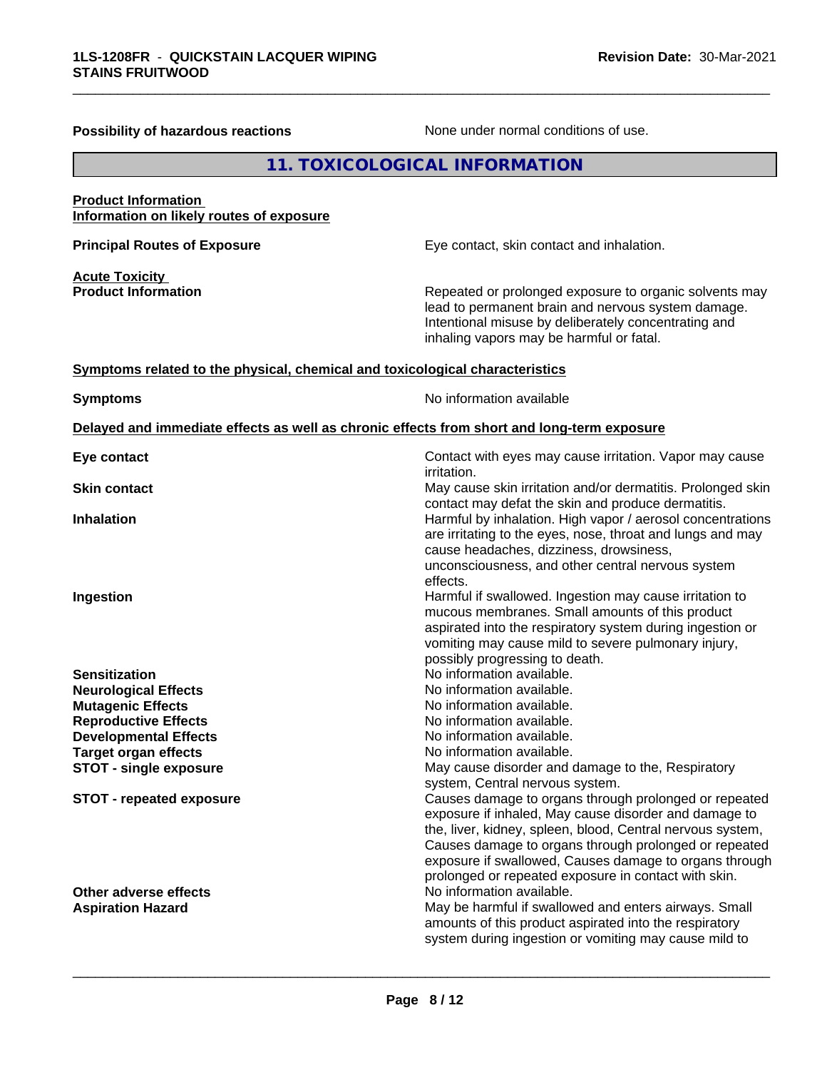**Possibility of hazardous reactions** None under normal conditions of use.

## 11. TOXICOLOGICAL INFORMATION

**Product Information**
**Information on likely routes of exposure**

**Principal Routes of Exposure** Eye contact, skin contact and inhalation.

**Acute Toxicity**
**Product Information** Repeated or prolonged exposure to organic solvents may lead to permanent brain and nervous system damage. Intentional misuse by deliberately concentrating and inhaling vapors may be harmful or fatal.

**Symptoms related to the physical, chemical and toxicological characteristics**

**Symptoms** No information available

**Delayed and immediate effects as well as chronic effects from short and long-term exposure**

| | |
|---|---|
| **Eye contact** | Contact with eyes may cause irritation. Vapor may cause irritation. |
| **Skin contact** | May cause skin irritation and/or dermatitis. Prolonged skin contact may defat the skin and produce dermatitis. |
| **Inhalation** | Harmful by inhalation. High vapor / aerosol concentrations are irritating to the eyes, nose, throat and lungs and may cause headaches, dizziness, drowsiness, unconsciousness, and other central nervous system effects. |
| **Ingestion** | Harmful if swallowed. Ingestion may cause irritation to mucous membranes. Small amounts of this product aspirated into the respiratory system during ingestion or vomiting may cause mild to severe pulmonary injury, possibly progressing to death. |
| **Sensitization** | No information available. |
| **Neurological Effects** | No information available. |
| **Mutagenic Effects** | No information available. |
| **Reproductive Effects** | No information available. |
| **Developmental Effects** | No information available. |
| **Target organ effects** | No information available. |
| **STOT - single exposure** | May cause disorder and damage to the, Respiratory system, Central nervous system. |
| **STOT - repeated exposure** | Causes damage to organs through prolonged or repeated exposure if inhaled, May cause disorder and damage to the, liver, kidney, spleen, blood, Central nervous system, Causes damage to organs through prolonged or repeated exposure if swallowed, Causes damage to organs through prolonged or repeated exposure in contact with skin. |
| **Other adverse effects** | No information available. |
| **Aspiration Hazard** | May be harmful if swallowed and enters airways. Small amounts of this product aspirated into the respiratory system during ingestion or vomiting may cause mild to |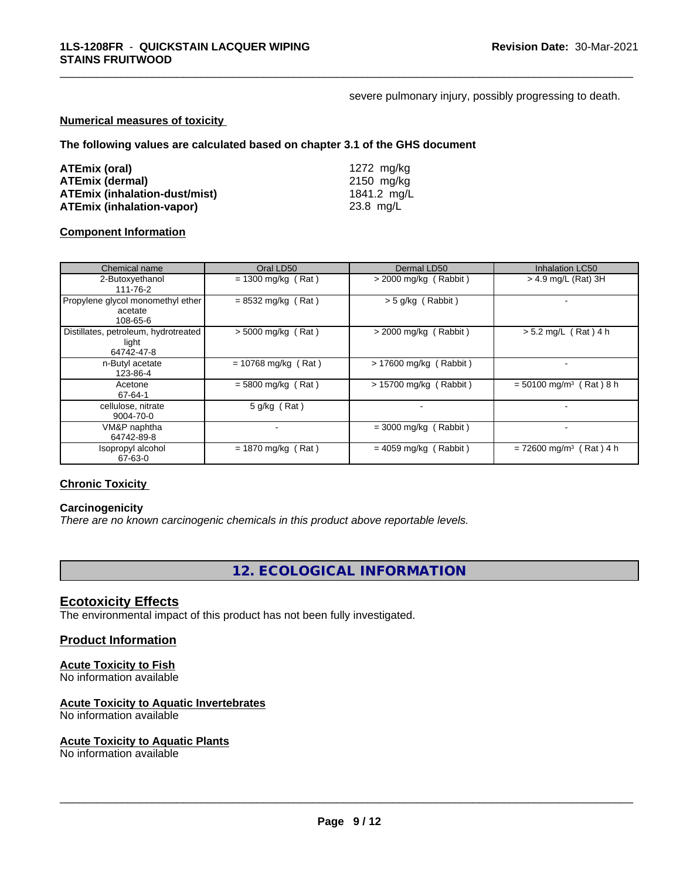severe pulmonary injury, possibly progressing to death.

**Numerical measures of toxicity**

**The following values are calculated based on chapter 3.1 of the GHS document**

| | |
|---|---|
| **ATEmix (oral)** | 1272 mg/kg |
| **ATEmix (dermal)** | 2150 mg/kg |
| **ATEmix (inhalation-dust/mist)** | 1841.2 mg/L |
| **ATEmix (inhalation-vapor)** | 23.8 mg/L |

**Component Information**

| Chemical name | Oral LD50 | Dermal LD50 | Inhalation LC50 |
|---|---|---|---|
| 2-Butoxyethanol<br>111-76-2 | = 1300 mg/kg ( Rat ) | > 2000 mg/kg ( Rabbit ) | > 4.9 mg/L (Rat) 3H |
| Propylene glycol monomethyl ether acetate<br>108-65-6 | = 8532 mg/kg ( Rat ) | > 5 g/kg ( Rabbit ) | - |
| Distillates, petroleum, hydrotreated light<br>64742-47-8 | > 5000 mg/kg ( Rat ) | > 2000 mg/kg ( Rabbit ) | > 5.2 mg/L ( Rat ) 4 h |
| n-Butyl acetate<br>123-86-4 | = 10768 mg/kg ( Rat ) | > 17600 mg/kg ( Rabbit ) | - |
| Acetone<br>67-64-1 | = 5800 mg/kg ( Rat ) | > 15700 mg/kg ( Rabbit ) | = 50100 mg/m³ ( Rat ) 8 h |
| cellulose, nitrate<br>9004-70-0 | 5 g/kg ( Rat ) | - | - |
| VM&P naphtha<br>64742-89-8 | - | = 3000 mg/kg ( Rabbit ) | - |
| Isopropyl alcohol<br>67-63-0 | = 1870 mg/kg ( Rat ) | = 4059 mg/kg ( Rabbit ) | = 72600 mg/m³ ( Rat ) 4 h |

**Chronic Toxicity**

**Carcinogenicity**

*There are no known carcinogenic chemicals in this product above reportable levels.*

## 12. ECOLOGICAL INFORMATION

### Ecotoxicity Effects

The environmental impact of this product has not been fully investigated.

### Product Information

**Acute Toxicity to Fish**
No information available

**Acute Toxicity to Aquatic Invertebrates**
No information available

**Acute Toxicity to Aquatic Plants**
No information available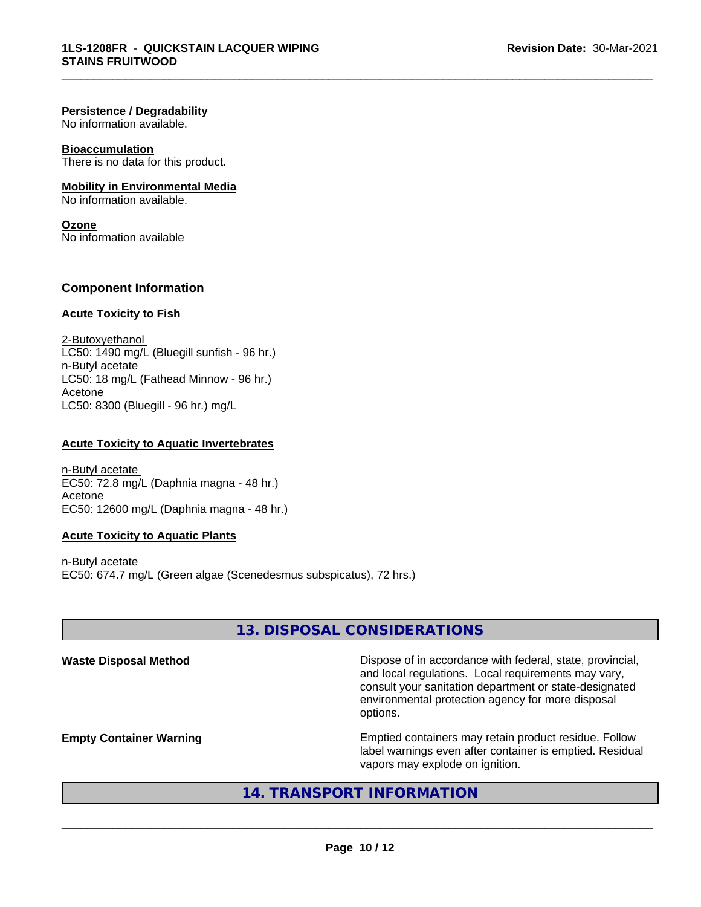#### Persistence / Degradability
No information available.

#### Bioaccumulation
There is no data for this product.

#### Mobility in Environmental Media
No information available.

#### Ozone
No information available

### Component Information

#### Acute Toxicity to Fish

2-Butoxyethanol
LC50: 1490 mg/L (Bluegill sunfish - 96 hr.)
n-Butyl acetate
LC50: 18 mg/L (Fathead Minnow - 96 hr.)
Acetone
LC50: 8300 (Bluegill - 96 hr.) mg/L

#### Acute Toxicity to Aquatic Invertebrates

n-Butyl acetate
EC50: 72.8 mg/L (Daphnia magna - 48 hr.)
Acetone
EC50: 12600 mg/L (Daphnia magna - 48 hr.)

#### Acute Toxicity to Aquatic Plants

n-Butyl acetate
EC50: 674.7 mg/L (Green algae (Scenedesmus subspicatus), 72 hrs.)

## 13. DISPOSAL CONSIDERATIONS

**Waste Disposal Method**
Dispose of in accordance with federal, state, provincial, and local regulations. Local requirements may vary, consult your sanitation department or state-designated environmental protection agency for more disposal options.

**Empty Container Warning**
Emptied containers may retain product residue. Follow label warnings even after container is emptied. Residual vapors may explode on ignition.

## 14. TRANSPORT INFORMATION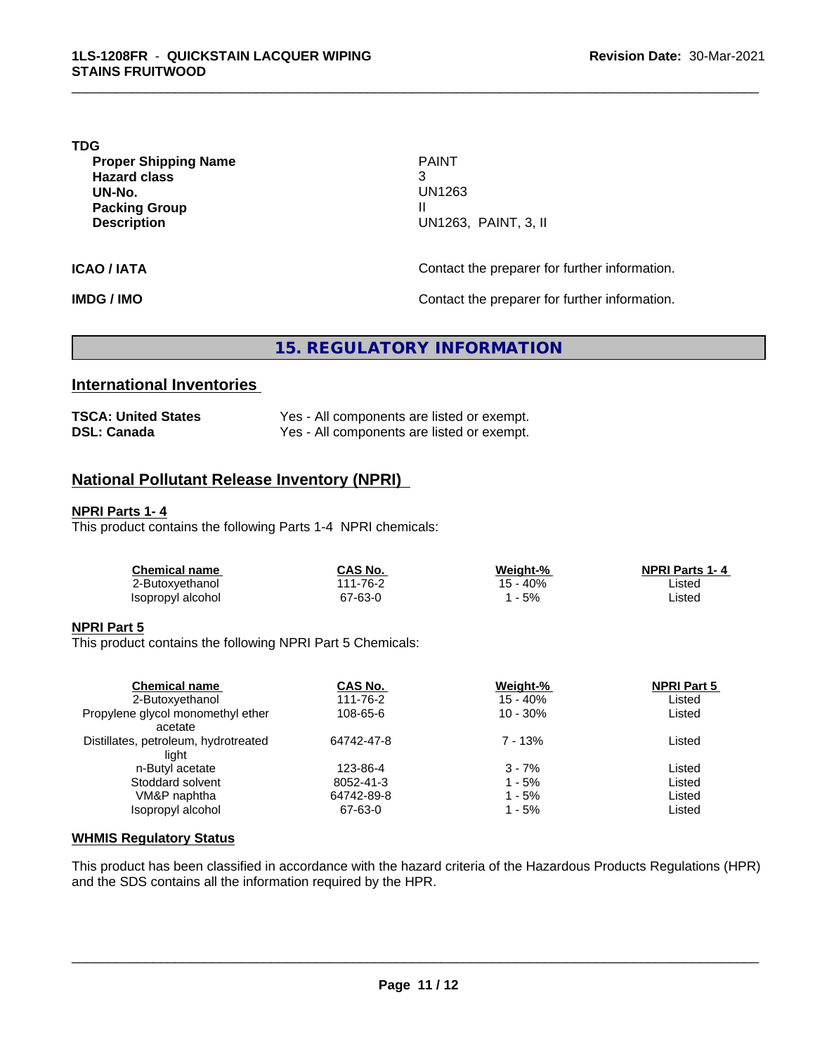**TDG**

| | |
|---|---|
| **Proper Shipping Name** | PAINT |
| **Hazard class** | 3 |
| **UN-No.** | UN1263 |
| **Packing Group** | II |
| **Description** | UN1263, PAINT, 3, II |

**ICAO / IATA** Contact the preparer for further information.

**IMDG / IMO** Contact the preparer for further information.

## 15. REGULATORY INFORMATION

### International Inventories

| | |
|---|---|
| **TSCA: United States** | Yes - All components are listed or exempt. |
| **DSL: Canada** | Yes - All components are listed or exempt. |

### National Pollutant Release Inventory (NPRI)

**NPRI Parts 1- 4**

This product contains the following Parts 1-4 NPRI chemicals:

| Chemical name | CAS No. | Weight-% | NPRI Parts 1- 4 |
|---|---|---|---|
| 2-Butoxyethanol | 111-76-2 | 15 - 40% | Listed |
| Isopropyl alcohol | 67-63-0 | 1 - 5% | Listed |

**NPRI Part 5**

This product contains the following NPRI Part 5 Chemicals:

| Chemical name | CAS No. | Weight-% | NPRI Part 5 |
|---|---|---|---|
| 2-Butoxyethanol | 111-76-2 | 15 - 40% | Listed |
| Propylene glycol monomethyl ether acetate | 108-65-6 | 10 - 30% | Listed |
| Distillates, petroleum, hydrotreated light | 64742-47-8 | 7 - 13% | Listed |
| n-Butyl acetate | 123-86-4 | 3 - 7% | Listed |
| Stoddard solvent | 8052-41-3 | 1 - 5% | Listed |
| VM&P naphtha | 64742-89-8 | 1 - 5% | Listed |
| Isopropyl alcohol | 67-63-0 | 1 - 5% | Listed |

**WHMIS Regulatory Status**

This product has been classified in accordance with the hazard criteria of the Hazardous Products Regulations (HPR) and the SDS contains all the information required by the HPR.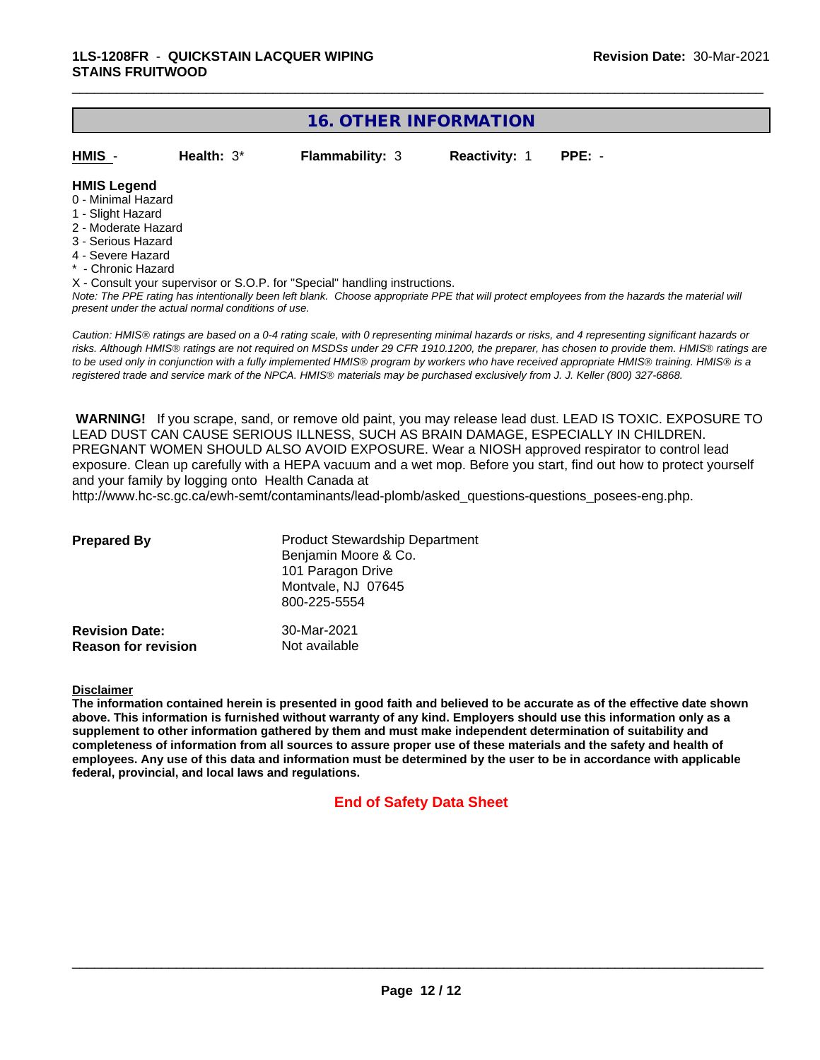## 16. OTHER INFORMATION

| HMIS - | Health: 3* | Flammability: 3 | Reactivity: 1 | PPE: - |
|---|---|---|---|---|

**HMIS Legend**

0 - Minimal Hazard
1 - Slight Hazard
2 - Moderate Hazard
3 - Serious Hazard
4 - Severe Hazard
* - Chronic Hazard
X - Consult your supervisor or S.O.P. for "Special" handling instructions.

*Note: The PPE rating has intentionally been left blank. Choose appropriate PPE that will protect employees from the hazards the material will present under the actual normal conditions of use.*

*Caution: HMIS® ratings are based on a 0-4 rating scale, with 0 representing minimal hazards or risks, and 4 representing significant hazards or risks. Although HMIS® ratings are not required on MSDSs under 29 CFR 1910.1200, the preparer, has chosen to provide them. HMIS® ratings are to be used only in conjunction with a fully implemented HMIS® program by workers who have received appropriate HMIS® training. HMIS® is a registered trade and service mark of the NPCA. HMIS® materials may be purchased exclusively from J. J. Keller (800) 327-6868.*

**WARNING!** If you scrape, sand, or remove old paint, you may release lead dust. LEAD IS TOXIC. EXPOSURE TO LEAD DUST CAN CAUSE SERIOUS ILLNESS, SUCH AS BRAIN DAMAGE, ESPECIALLY IN CHILDREN. PREGNANT WOMEN SHOULD ALSO AVOID EXPOSURE. Wear a NIOSH approved respirator to control lead exposure. Clean up carefully with a HEPA vacuum and a wet mop. Before you start, find out how to protect yourself and your family by logging onto Health Canada at http://www.hc-sc.gc.ca/ewh-semt/contaminants/lead-plomb/asked_questions-questions_posees-eng.php.

| | |
|---|---|
| **Prepared By** | Product Stewardship Department<br>Benjamin Moore & Co.<br>101 Paragon Drive<br>Montvale, NJ 07645<br>800-225-5554 |
| **Revision Date:** | 30-Mar-2021 |
| **Reason for revision** | Not available |

**Disclaimer**

**The information contained herein is presented in good faith and believed to be accurate as of the effective date shown above. This information is furnished without warranty of any kind. Employers should use this information only as a supplement to other information gathered by them and must make independent determination of suitability and completeness of information from all sources to assure proper use of these materials and the safety and health of employees. Any use of this data and information must be determined by the user to be in accordance with applicable federal, provincial, and local laws and regulations.**

**End of Safety Data Sheet**